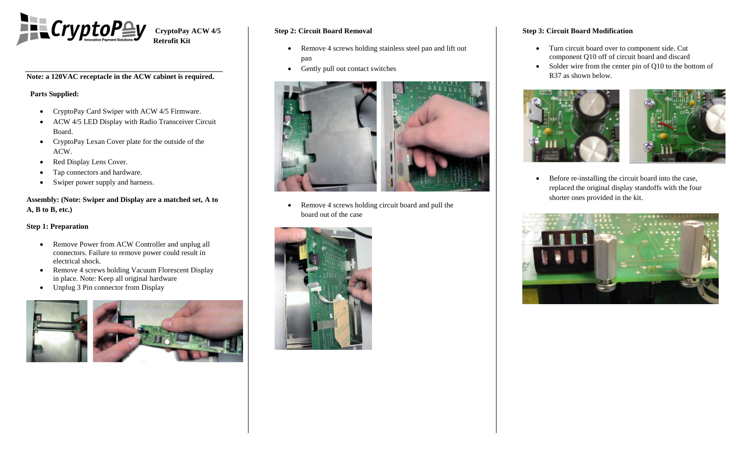**CryptoPay ACW 4/5 Retrofit Kit**

**Note: a 120VAC receptacle in the ACW cabinet is required.**

**Parts Supplied:**

- CryptoPay Card Swiper with ACW 4/5 Firmware.
- ACW 4/5 LED Display with Radio Transceiver Circuit Board.
- CryptoPay Lexan Cover plate for the outside of the ACW.
- Red Display Lens Cover.
- Tap connectors and hardware.
- Swiper power supply and harness.

**Assembly: (Note: Swiper and Display are a matched set, A to A, B to B, etc.)**

**Step 1: Preparation**

- Remove Power from ACW Controller and unplug all connectors. Failure to remove power could result in electrical shock.
- Remove 4 screws holding Vacuum Florescent Display in place. Note: Keep all original hardware
- Unplug 3 Pin connector from Display

**Step 2: Circuit Board Removal**

- Remove 4 screws holding stainless steel pan and lift out pan
- Gently pull out contact switches

- Remove 4 screws holding circuit board and pull the board out of the case

**Step 3: Circuit Board Modification**

- Turn circuit board over to component side. Cut component Q10 off of circuit board and discard
- Solder wire from the center pin of Q10 to the bottom of R37 as shown below.

- Before re-installing the circuit board into the case, replaced the original display standoffs with the four shorter ones provided in the kit.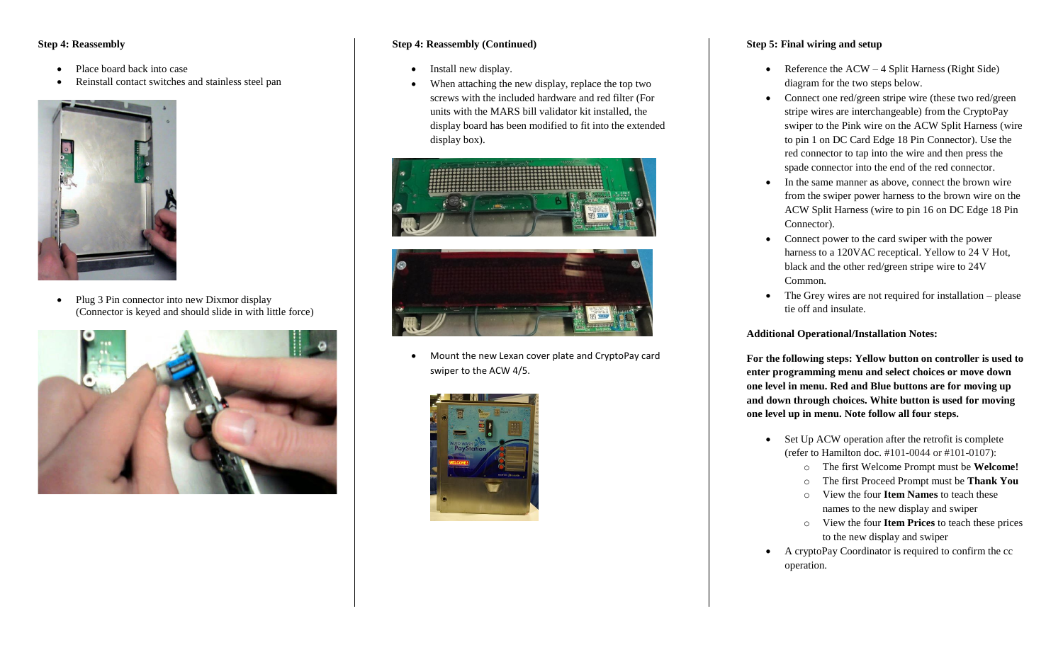**Step 4: Reassembly**

- Place board back into case
- Reinstall contact switches and stainless steel pan

- Plug 3 Pin connector into new Dixmor display (Connector is keyed and should slide in with little force)

**Step 4: Reassembly (Continued)**

- Install new display.
- When attaching the new display, replace the top two screws with the included hardware and red filter (For units with the MARS bill validator kit installed, the display board has been modified to fit into the extended display box).

- Mount the new Lexan cover plate and CryptoPay card swiper to the ACW 4/5.

**Step 5: Final wiring and setup**

- Reference the ACW – 4 Split Harness (Right Side) diagram for the two steps below.
- Connect one red/green stripe wire (these two red/green stripe wires are interchangeable) from the CryptoPay swiper to the Pink wire on the ACW Split Harness (wire to pin 1 on DC Card Edge 18 Pin Connector). Use the red connector to tap into the wire and then press the spade connector into the end of the red connector.
- In the same manner as above, connect the brown wire from the swiper power harness to the brown wire on the ACW Split Harness (wire to pin 16 on DC Edge 18 Pin Connector).
- Connect power to the card swiper with the power harness to a 120VAC receptical. Yellow to 24 V Hot, black and the other red/green stripe wire to 24V Common.
- The Grey wires are not required for installation – please tie off and insulate.

**Additional Operational/Installation Notes:**

**For the following steps: Yellow button on controller is used to enter programming menu and select choices or move down one level in menu. Red and Blue buttons are for moving up and down through choices. White button is used for moving one level up in menu. Note follow all four steps.**

- Set Up ACW operation after the retrofit is complete (refer to Hamilton doc. #101-0044 or #101-0107):
  - The first Welcome Prompt must be **Welcome!**
  - The first Proceed Prompt must be **Thank You**
  - View the four **Item Names** to teach these names to the new display and swiper
  - View the four **Item Prices** to teach these prices to the new display and swiper
- A cryptoPay Coordinator is required to confirm the cc operation.